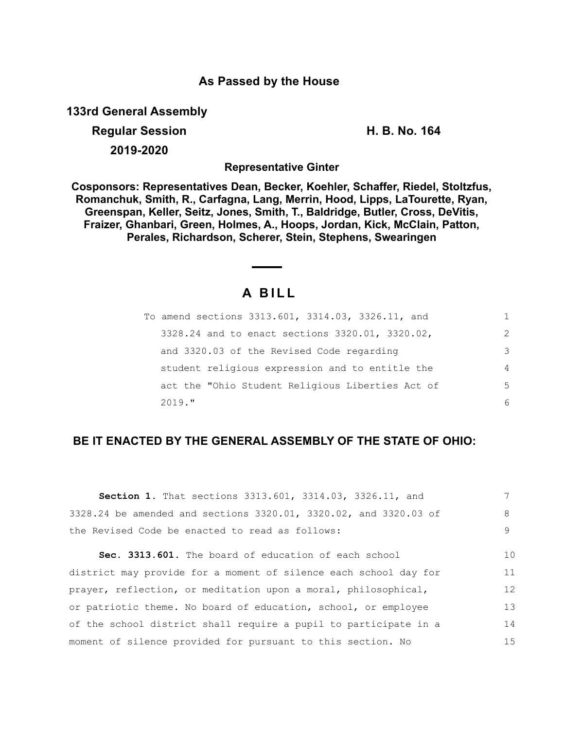# As Passed by the House

**133rd General Assembly**

**Regular Session** **H. B. No. 164**

**2019-2020**

**Representative Ginter**

**Cosponsors: Representatives Dean, Becker, Koehler, Schaffer, Riedel, Stoltzfus, Romanchuk, Smith, R., Carfagna, Lang, Merrin, Hood, Lipps, LaTourette, Ryan, Greenspan, Keller, Seitz, Jones, Smith, T., Baldridge, Butler, Cross, DeVitis, Fraizer, Ghanbari, Green, Holmes, A., Hoops, Jordan, Kick, McClain, Patton, Perales, Richardson, Scherer, Stein, Stephens, Swearingen**

## A BILL

To amend sections 3313.601, 3314.03, 3326.11, and 3328.24 and to enact sections 3320.01, 3320.02, and 3320.03 of the Revised Code regarding student religious expression and to entitle the act the "Ohio Student Religious Liberties Act of 2019."

**BE IT ENACTED BY THE GENERAL ASSEMBLY OF THE STATE OF OHIO:**

**Section 1.** That sections 3313.601, 3314.03, 3326.11, and 3328.24 be amended and sections 3320.01, 3320.02, and 3320.03 of the Revised Code be enacted to read as follows:

**Sec. 3313.601.** The board of education of each school district may provide for a moment of silence each school day for prayer, reflection, or meditation upon a moral, philosophical, or patriotic theme. No board of education, school, or employee of the school district shall require a pupil to participate in a moment of silence provided for pursuant to this section. No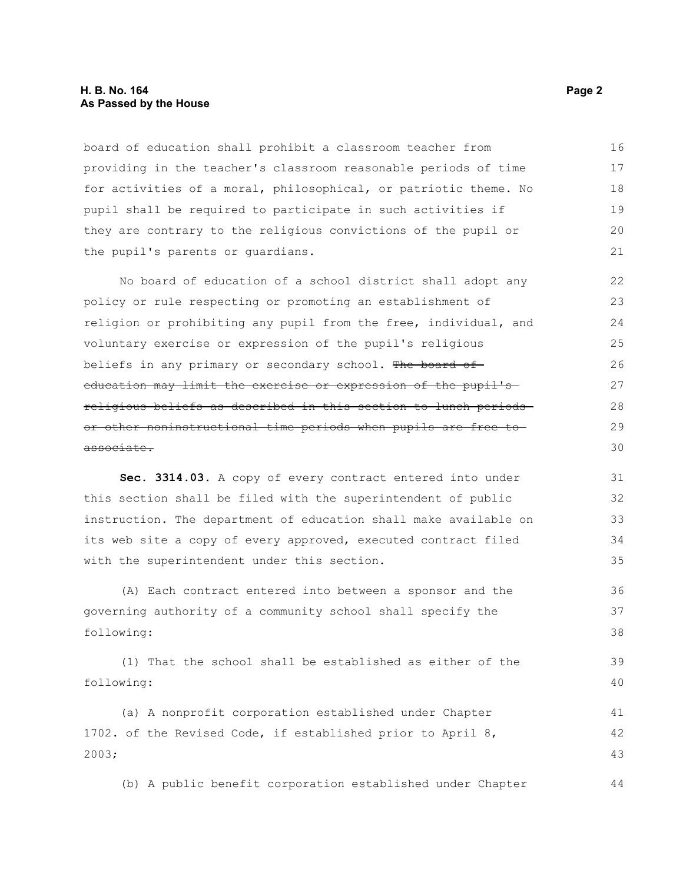board of education shall prohibit a classroom teacher from providing in the teacher's classroom reasonable periods of time for activities of a moral, philosophical, or patriotic theme. No pupil shall be required to participate in such activities if they are contrary to the religious convictions of the pupil or the pupil's parents or guardians.

No board of education of a school district shall adopt any policy or rule respecting or promoting an establishment of religion or prohibiting any pupil from the free, individual, and voluntary exercise or expression of the pupil's religious beliefs in any primary or secondary school. ~~The board of education may limit the exercise or expression of the pupil's religious beliefs as described in this section to lunch periods or other noninstructional time periods when pupils are free to associate.~~

**Sec. 3314.03.** A copy of every contract entered into under this section shall be filed with the superintendent of public instruction. The department of education shall make available on its web site a copy of every approved, executed contract filed with the superintendent under this section.

(A) Each contract entered into between a sponsor and the governing authority of a community school shall specify the following:

(1) That the school shall be established as either of the following:

(a) A nonprofit corporation established under Chapter 1702. of the Revised Code, if established prior to April 8, 2003;

(b) A public benefit corporation established under Chapter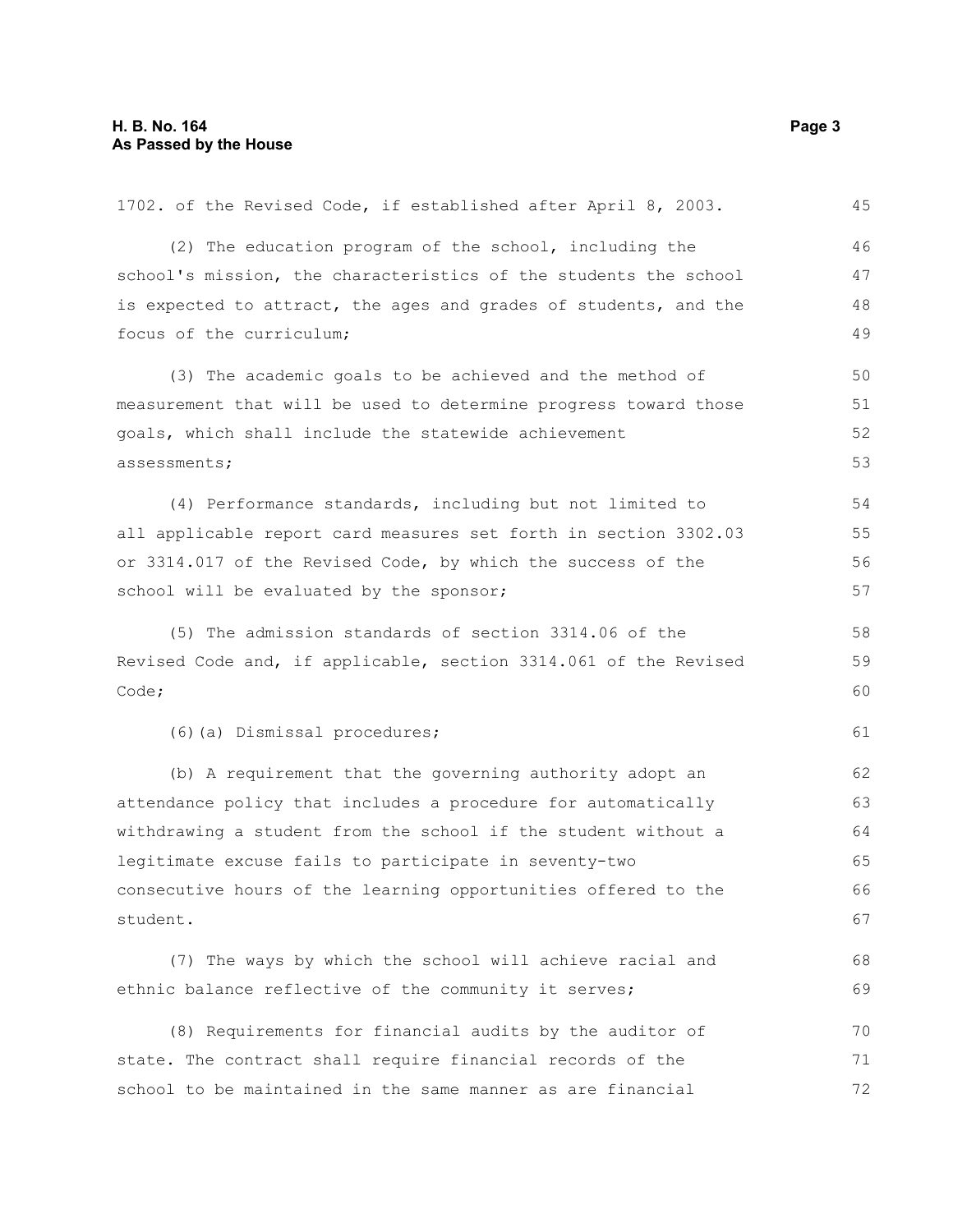1702. of the Revised Code, if established after April 8, 2003.

(2) The education program of the school, including the school's mission, the characteristics of the students the school is expected to attract, the ages and grades of students, and the focus of the curriculum;

(3) The academic goals to be achieved and the method of measurement that will be used to determine progress toward those goals, which shall include the statewide achievement assessments;

(4) Performance standards, including but not limited to all applicable report card measures set forth in section 3302.03 or 3314.017 of the Revised Code, by which the success of the school will be evaluated by the sponsor;

(5) The admission standards of section 3314.06 of the Revised Code and, if applicable, section 3314.061 of the Revised Code;

(6)(a) Dismissal procedures;

(b) A requirement that the governing authority adopt an attendance policy that includes a procedure for automatically withdrawing a student from the school if the student without a legitimate excuse fails to participate in seventy-two consecutive hours of the learning opportunities offered to the student.

(7) The ways by which the school will achieve racial and ethnic balance reflective of the community it serves;

(8) Requirements for financial audits by the auditor of state. The contract shall require financial records of the school to be maintained in the same manner as are financial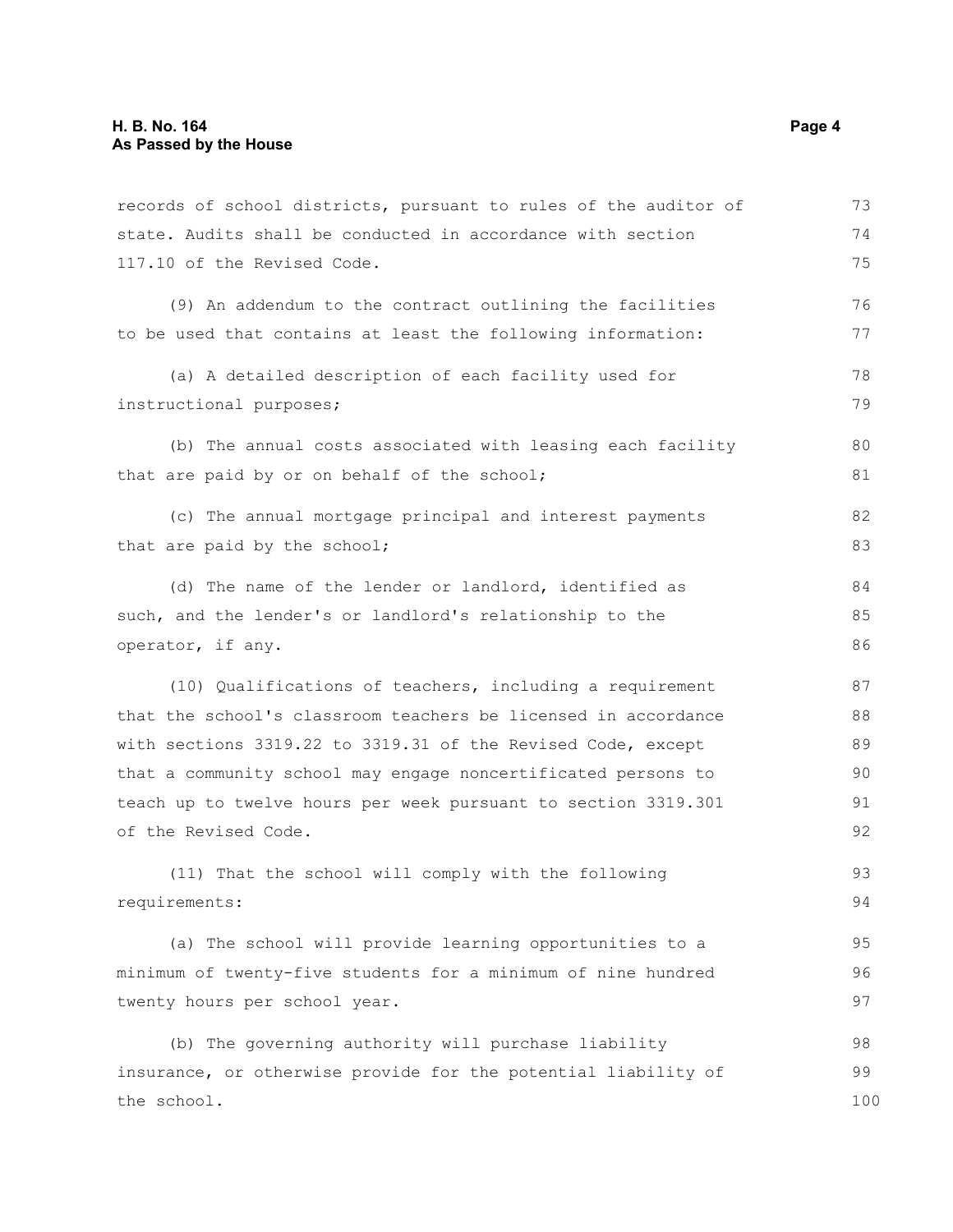records of school districts, pursuant to rules of the auditor of state. Audits shall be conducted in accordance with section 117.10 of the Revised Code.

(9) An addendum to the contract outlining the facilities to be used that contains at least the following information:

(a) A detailed description of each facility used for instructional purposes;

(b) The annual costs associated with leasing each facility that are paid by or on behalf of the school;

(c) The annual mortgage principal and interest payments that are paid by the school;

(d) The name of the lender or landlord, identified as such, and the lender's or landlord's relationship to the operator, if any.

(10) Qualifications of teachers, including a requirement that the school's classroom teachers be licensed in accordance with sections 3319.22 to 3319.31 of the Revised Code, except that a community school may engage noncertificated persons to teach up to twelve hours per week pursuant to section 3319.301 of the Revised Code.

(11) That the school will comply with the following requirements:

(a) The school will provide learning opportunities to a minimum of twenty-five students for a minimum of nine hundred twenty hours per school year.

(b) The governing authority will purchase liability insurance, or otherwise provide for the potential liability of the school.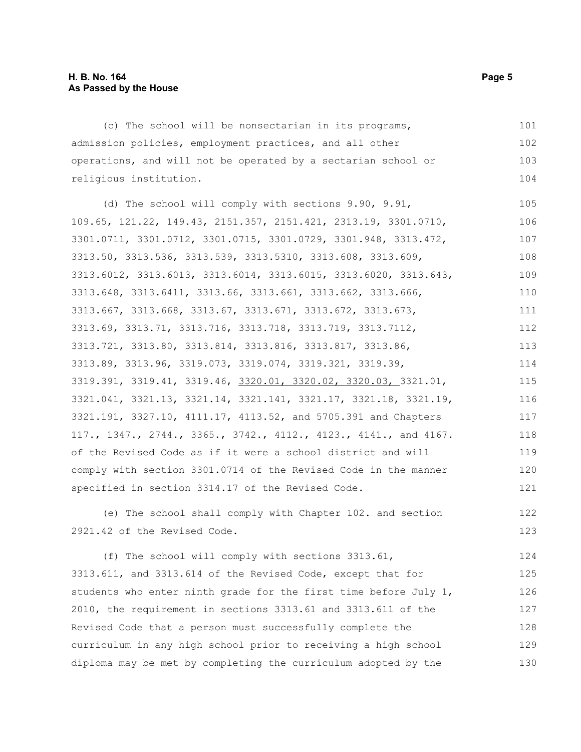(c) The school will be nonsectarian in its programs, admission policies, employment practices, and all other operations, and will not be operated by a sectarian school or religious institution.

(d) The school will comply with sections 9.90, 9.91, 109.65, 121.22, 149.43, 2151.357, 2151.421, 2313.19, 3301.0710, 3301.0711, 3301.0712, 3301.0715, 3301.0729, 3301.948, 3313.472, 3313.50, 3313.536, 3313.539, 3313.5310, 3313.608, 3313.609, 3313.6012, 3313.6013, 3313.6014, 3313.6015, 3313.6020, 3313.643, 3313.648, 3313.6411, 3313.66, 3313.661, 3313.662, 3313.666, 3313.667, 3313.668, 3313.67, 3313.671, 3313.672, 3313.673, 3313.69, 3313.71, 3313.716, 3313.718, 3313.719, 3313.7112, 3313.721, 3313.80, 3313.814, 3313.816, 3313.817, 3313.86, 3313.89, 3313.96, 3319.073, 3319.074, 3319.321, 3319.39, 3319.391, 3319.41, 3319.46, <u>3320.01, 3320.02, 3320.03,</u> 3321.01, 3321.041, 3321.13, 3321.14, 3321.141, 3321.17, 3321.18, 3321.19, 3321.191, 3327.10, 4111.17, 4113.52, and 5705.391 and Chapters 117., 1347., 2744., 3365., 3742., 4112., 4123., 4141., and 4167. of the Revised Code as if it were a school district and will comply with section 3301.0714 of the Revised Code in the manner specified in section 3314.17 of the Revised Code.

(e) The school shall comply with Chapter 102. and section 2921.42 of the Revised Code.

(f) The school will comply with sections 3313.61, 3313.611, and 3313.614 of the Revised Code, except that for students who enter ninth grade for the first time before July 1, 2010, the requirement in sections 3313.61 and 3313.611 of the Revised Code that a person must successfully complete the curriculum in any high school prior to receiving a high school diploma may be met by completing the curriculum adopted by the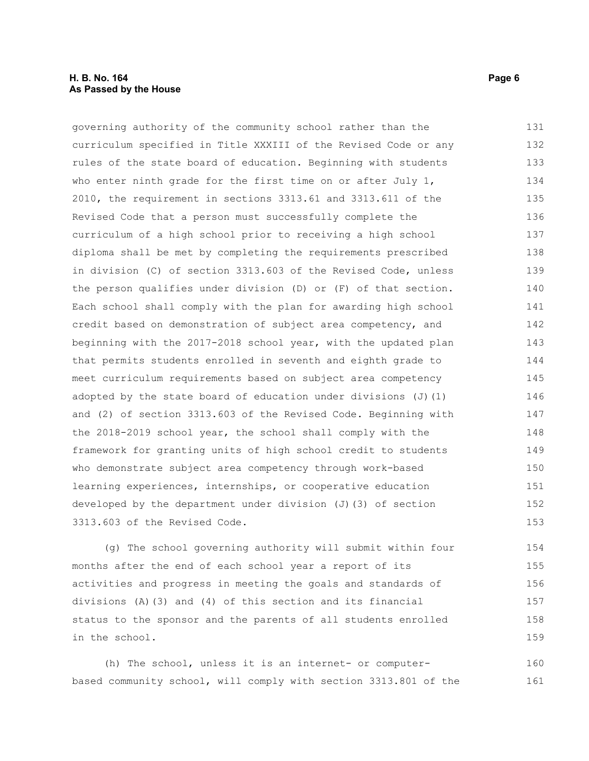governing authority of the community school rather than the curriculum specified in Title XXXIII of the Revised Code or any rules of the state board of education. Beginning with students who enter ninth grade for the first time on or after July 1, 2010, the requirement in sections 3313.61 and 3313.611 of the Revised Code that a person must successfully complete the curriculum of a high school prior to receiving a high school diploma shall be met by completing the requirements prescribed in division (C) of section 3313.603 of the Revised Code, unless the person qualifies under division (D) or (F) of that section. Each school shall comply with the plan for awarding high school credit based on demonstration of subject area competency, and beginning with the 2017-2018 school year, with the updated plan that permits students enrolled in seventh and eighth grade to meet curriculum requirements based on subject area competency adopted by the state board of education under divisions (J)(1) and (2) of section 3313.603 of the Revised Code. Beginning with the 2018-2019 school year, the school shall comply with the framework for granting units of high school credit to students who demonstrate subject area competency through work-based learning experiences, internships, or cooperative education developed by the department under division (J)(3) of section 3313.603 of the Revised Code.

(g) The school governing authority will submit within four months after the end of each school year a report of its activities and progress in meeting the goals and standards of divisions (A)(3) and (4) of this section and its financial status to the sponsor and the parents of all students enrolled in the school.

(h) The school, unless it is an internet- or computer-based community school, will comply with section 3313.801 of the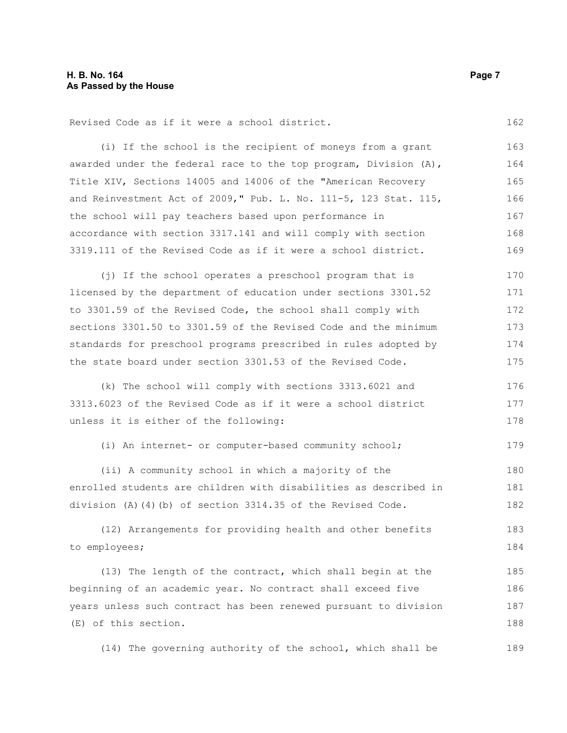Revised Code as if it were a school district.

(i) If the school is the recipient of moneys from a grant awarded under the federal race to the top program, Division (A), Title XIV, Sections 14005 and 14006 of the "American Recovery and Reinvestment Act of 2009," Pub. L. No. 111-5, 123 Stat. 115, the school will pay teachers based upon performance in accordance with section 3317.141 and will comply with section 3319.111 of the Revised Code as if it were a school district.

(j) If the school operates a preschool program that is licensed by the department of education under sections 3301.52 to 3301.59 of the Revised Code, the school shall comply with sections 3301.50 to 3301.59 of the Revised Code and the minimum standards for preschool programs prescribed in rules adopted by the state board under section 3301.53 of the Revised Code.

(k) The school will comply with sections 3313.6021 and 3313.6023 of the Revised Code as if it were a school district unless it is either of the following:

(i) An internet- or computer-based community school;

(ii) A community school in which a majority of the enrolled students are children with disabilities as described in division (A)(4)(b) of section 3314.35 of the Revised Code.

(12) Arrangements for providing health and other benefits to employees;

(13) The length of the contract, which shall begin at the beginning of an academic year. No contract shall exceed five years unless such contract has been renewed pursuant to division (E) of this section.

(14) The governing authority of the school, which shall be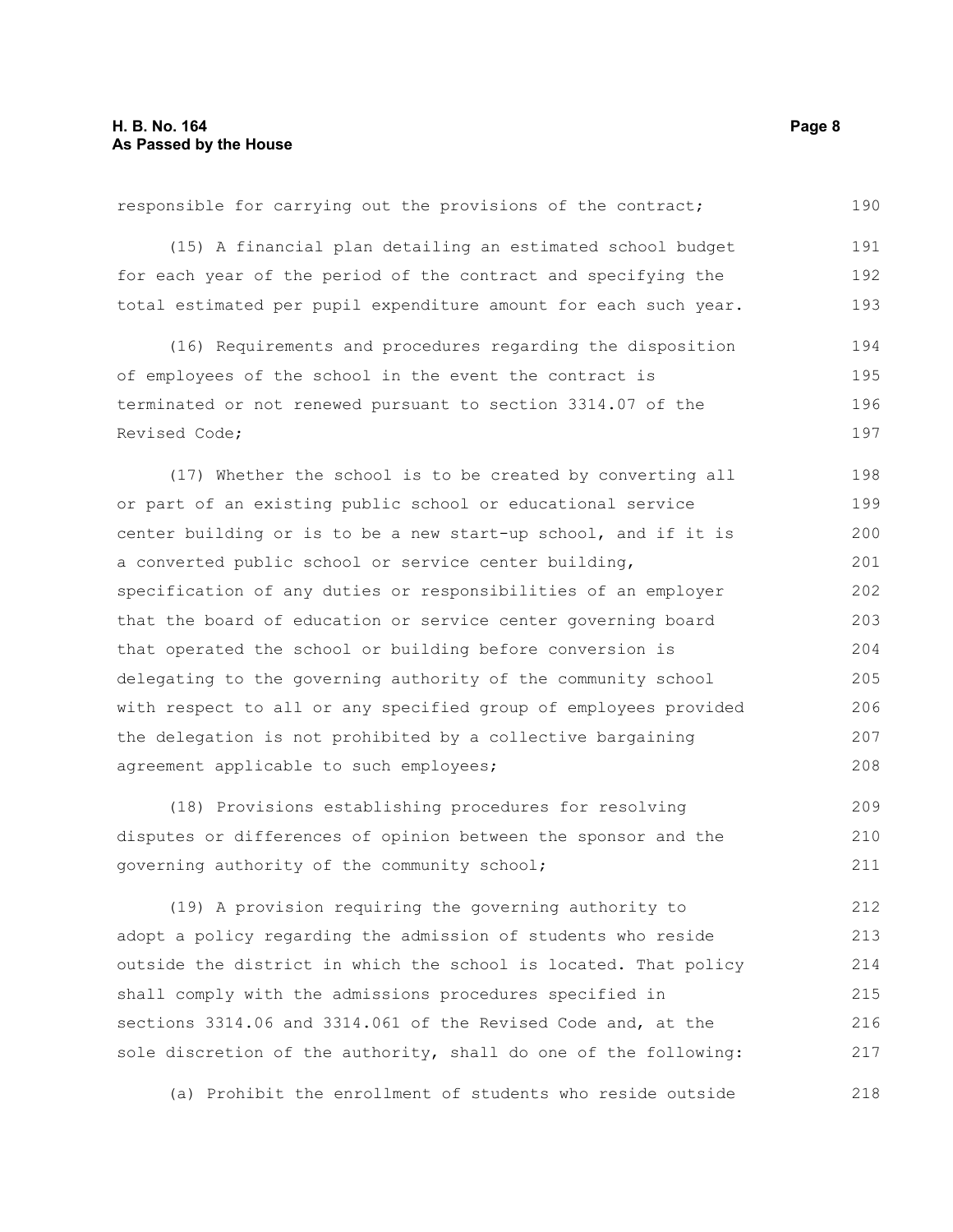responsible for carrying out the provisions of the contract;

(15) A financial plan detailing an estimated school budget for each year of the period of the contract and specifying the total estimated per pupil expenditure amount for each such year.

(16) Requirements and procedures regarding the disposition of employees of the school in the event the contract is terminated or not renewed pursuant to section 3314.07 of the Revised Code;

(17) Whether the school is to be created by converting all or part of an existing public school or educational service center building or is to be a new start-up school, and if it is a converted public school or service center building, specification of any duties or responsibilities of an employer that the board of education or service center governing board that operated the school or building before conversion is delegating to the governing authority of the community school with respect to all or any specified group of employees provided the delegation is not prohibited by a collective bargaining agreement applicable to such employees;

(18) Provisions establishing procedures for resolving disputes or differences of opinion between the sponsor and the governing authority of the community school;

(19) A provision requiring the governing authority to adopt a policy regarding the admission of students who reside outside the district in which the school is located. That policy shall comply with the admissions procedures specified in sections 3314.06 and 3314.061 of the Revised Code and, at the sole discretion of the authority, shall do one of the following:

(a) Prohibit the enrollment of students who reside outside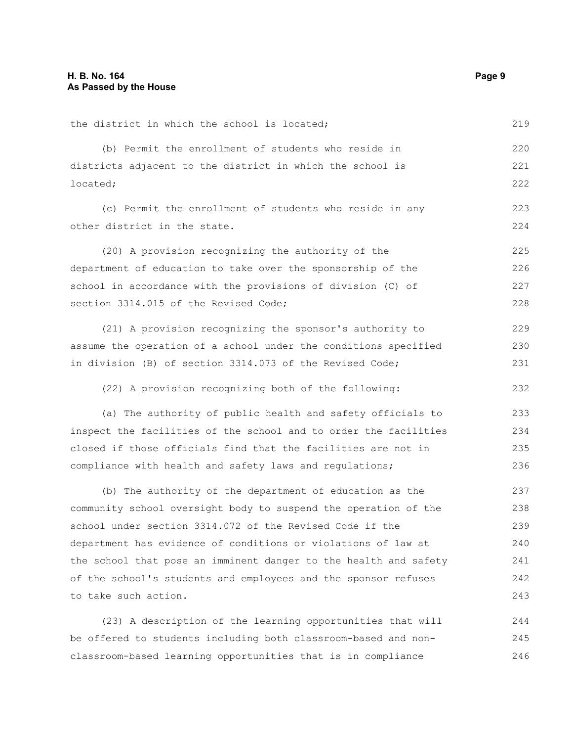the district in which the school is located;

(b) Permit the enrollment of students who reside in districts adjacent to the district in which the school is located;

(c) Permit the enrollment of students who reside in any other district in the state.

(20) A provision recognizing the authority of the department of education to take over the sponsorship of the school in accordance with the provisions of division (C) of section 3314.015 of the Revised Code;

(21) A provision recognizing the sponsor's authority to assume the operation of a school under the conditions specified in division (B) of section 3314.073 of the Revised Code;

(22) A provision recognizing both of the following:

(a) The authority of public health and safety officials to inspect the facilities of the school and to order the facilities closed if those officials find that the facilities are not in compliance with health and safety laws and regulations;

(b) The authority of the department of education as the community school oversight body to suspend the operation of the school under section 3314.072 of the Revised Code if the department has evidence of conditions or violations of law at the school that pose an imminent danger to the health and safety of the school's students and employees and the sponsor refuses to take such action.

(23) A description of the learning opportunities that will be offered to students including both classroom-based and non-classroom-based learning opportunities that is in compliance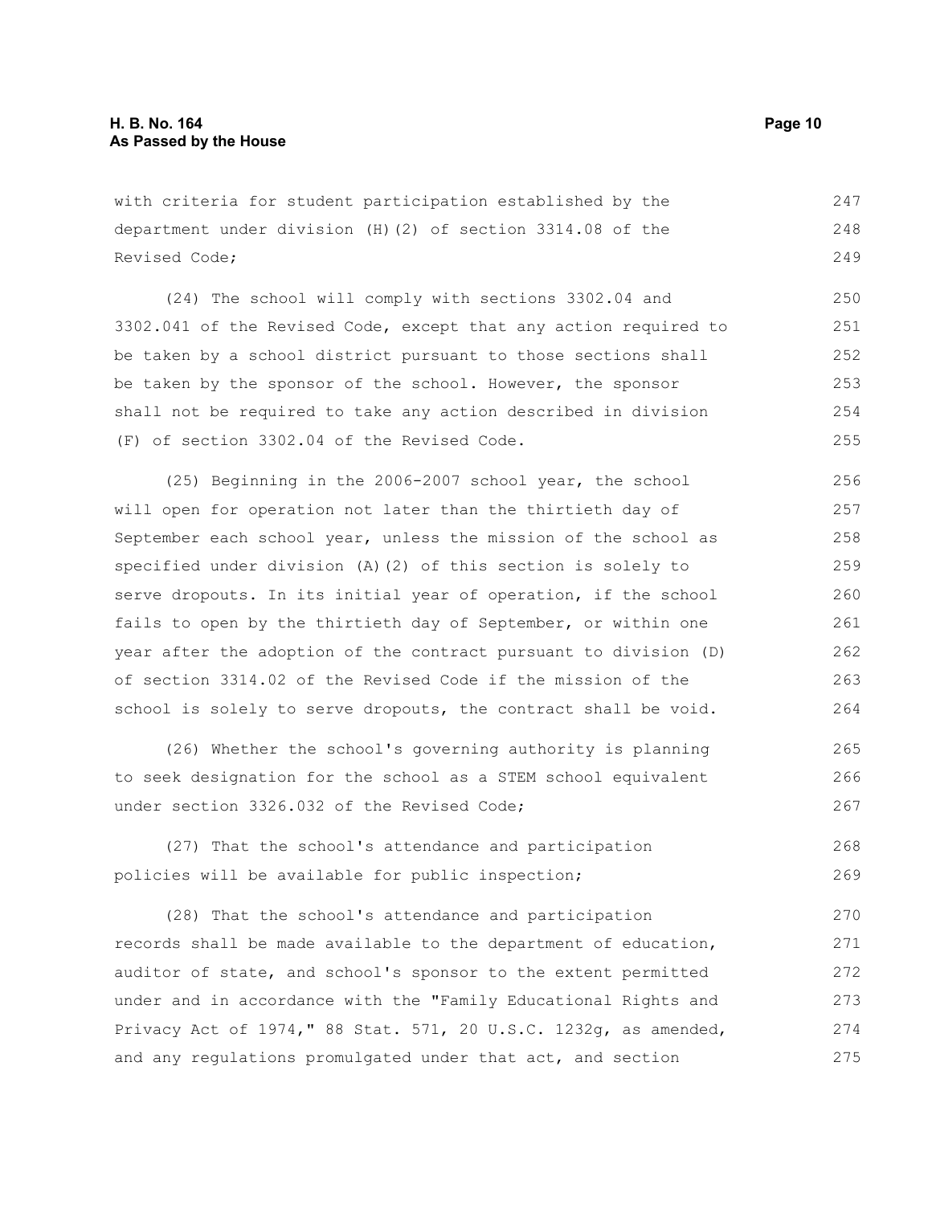with criteria for student participation established by the department under division (H)(2) of section 3314.08 of the Revised Code;

(24) The school will comply with sections 3302.04 and 3302.041 of the Revised Code, except that any action required to be taken by a school district pursuant to those sections shall be taken by the sponsor of the school. However, the sponsor shall not be required to take any action described in division (F) of section 3302.04 of the Revised Code.

(25) Beginning in the 2006-2007 school year, the school will open for operation not later than the thirtieth day of September each school year, unless the mission of the school as specified under division (A)(2) of this section is solely to serve dropouts. In its initial year of operation, if the school fails to open by the thirtieth day of September, or within one year after the adoption of the contract pursuant to division (D) of section 3314.02 of the Revised Code if the mission of the school is solely to serve dropouts, the contract shall be void.

(26) Whether the school's governing authority is planning to seek designation for the school as a STEM school equivalent under section 3326.032 of the Revised Code;

(27) That the school's attendance and participation policies will be available for public inspection;

(28) That the school's attendance and participation records shall be made available to the department of education, auditor of state, and school's sponsor to the extent permitted under and in accordance with the "Family Educational Rights and Privacy Act of 1974," 88 Stat. 571, 20 U.S.C. 1232g, as amended, and any regulations promulgated under that act, and section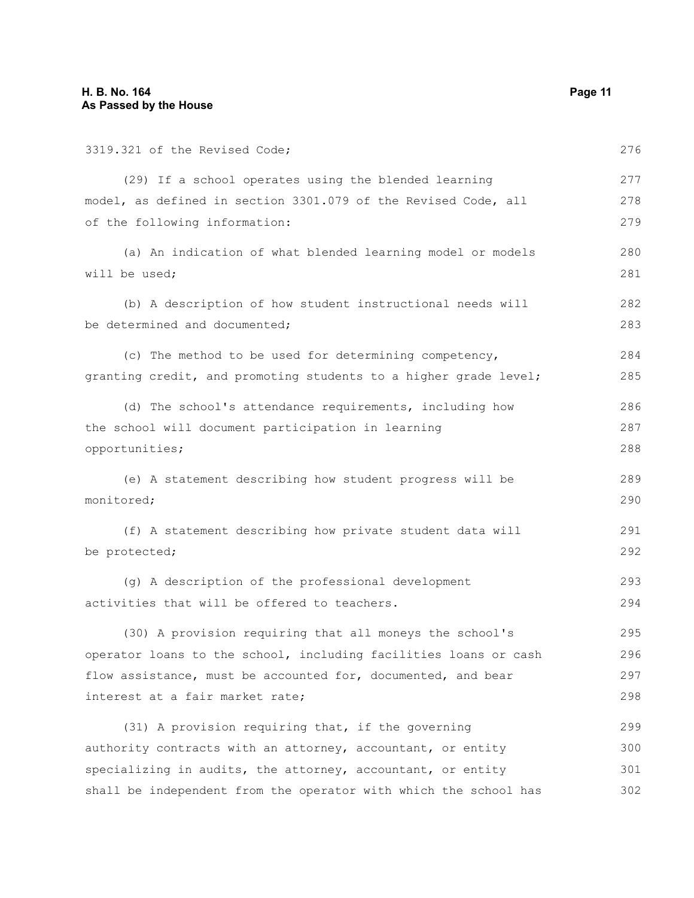3319.321 of the Revised Code;

(29) If a school operates using the blended learning model, as defined in section 3301.079 of the Revised Code, all of the following information:

(a) An indication of what blended learning model or models will be used;

(b) A description of how student instructional needs will be determined and documented;

(c) The method to be used for determining competency, granting credit, and promoting students to a higher grade level;

(d) The school's attendance requirements, including how the school will document participation in learning opportunities;

(e) A statement describing how student progress will be monitored;

(f) A statement describing how private student data will be protected;

(g) A description of the professional development activities that will be offered to teachers.

(30) A provision requiring that all moneys the school's operator loans to the school, including facilities loans or cash flow assistance, must be accounted for, documented, and bear interest at a fair market rate;

(31) A provision requiring that, if the governing authority contracts with an attorney, accountant, or entity specializing in audits, the attorney, accountant, or entity shall be independent from the operator with which the school has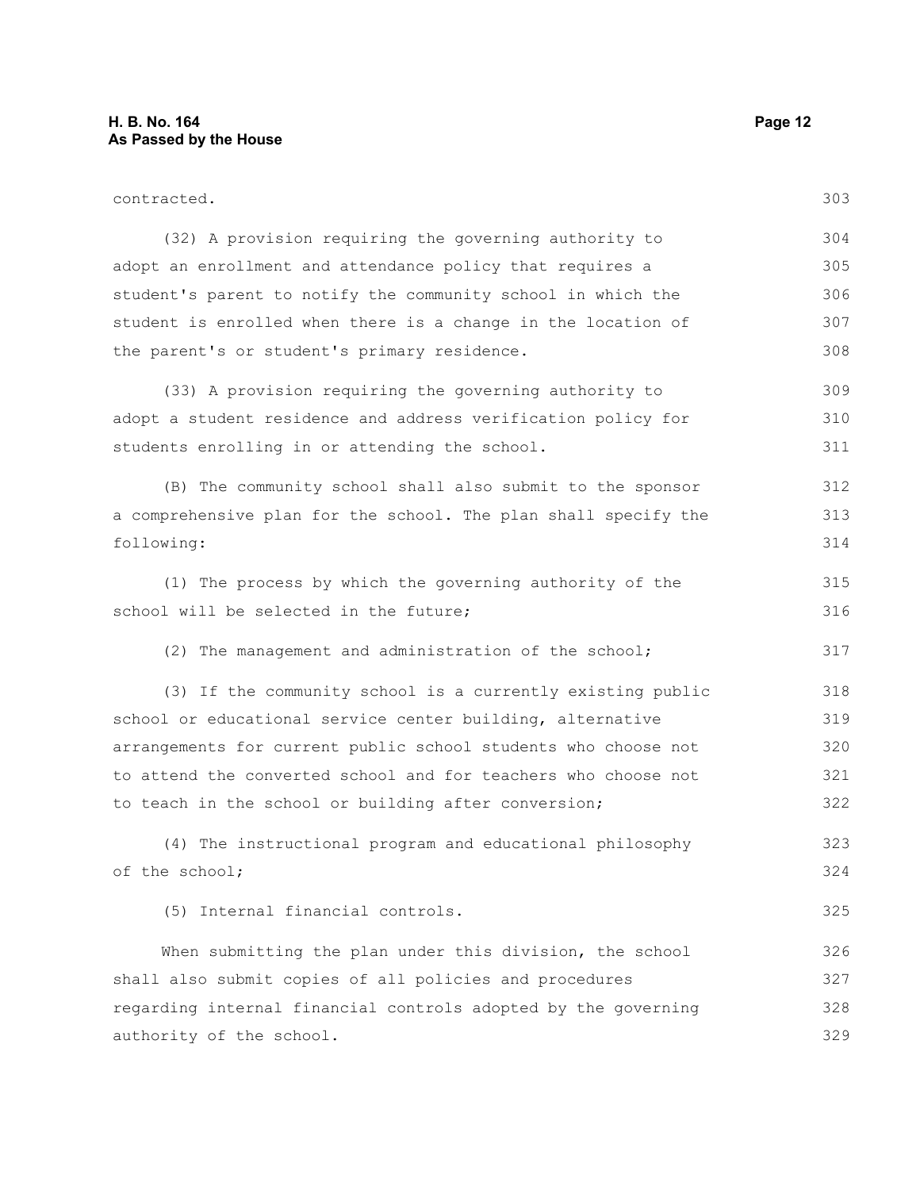contracted.

(32) A provision requiring the governing authority to adopt an enrollment and attendance policy that requires a student's parent to notify the community school in which the student is enrolled when there is a change in the location of the parent's or student's primary residence.

(33) A provision requiring the governing authority to adopt a student residence and address verification policy for students enrolling in or attending the school.

(B) The community school shall also submit to the sponsor a comprehensive plan for the school. The plan shall specify the following:

(1) The process by which the governing authority of the school will be selected in the future;

(2) The management and administration of the school;

(3) If the community school is a currently existing public school or educational service center building, alternative arrangements for current public school students who choose not to attend the converted school and for teachers who choose not to teach in the school or building after conversion;

(4) The instructional program and educational philosophy of the school;

(5) Internal financial controls.

When submitting the plan under this division, the school shall also submit copies of all policies and procedures regarding internal financial controls adopted by the governing authority of the school.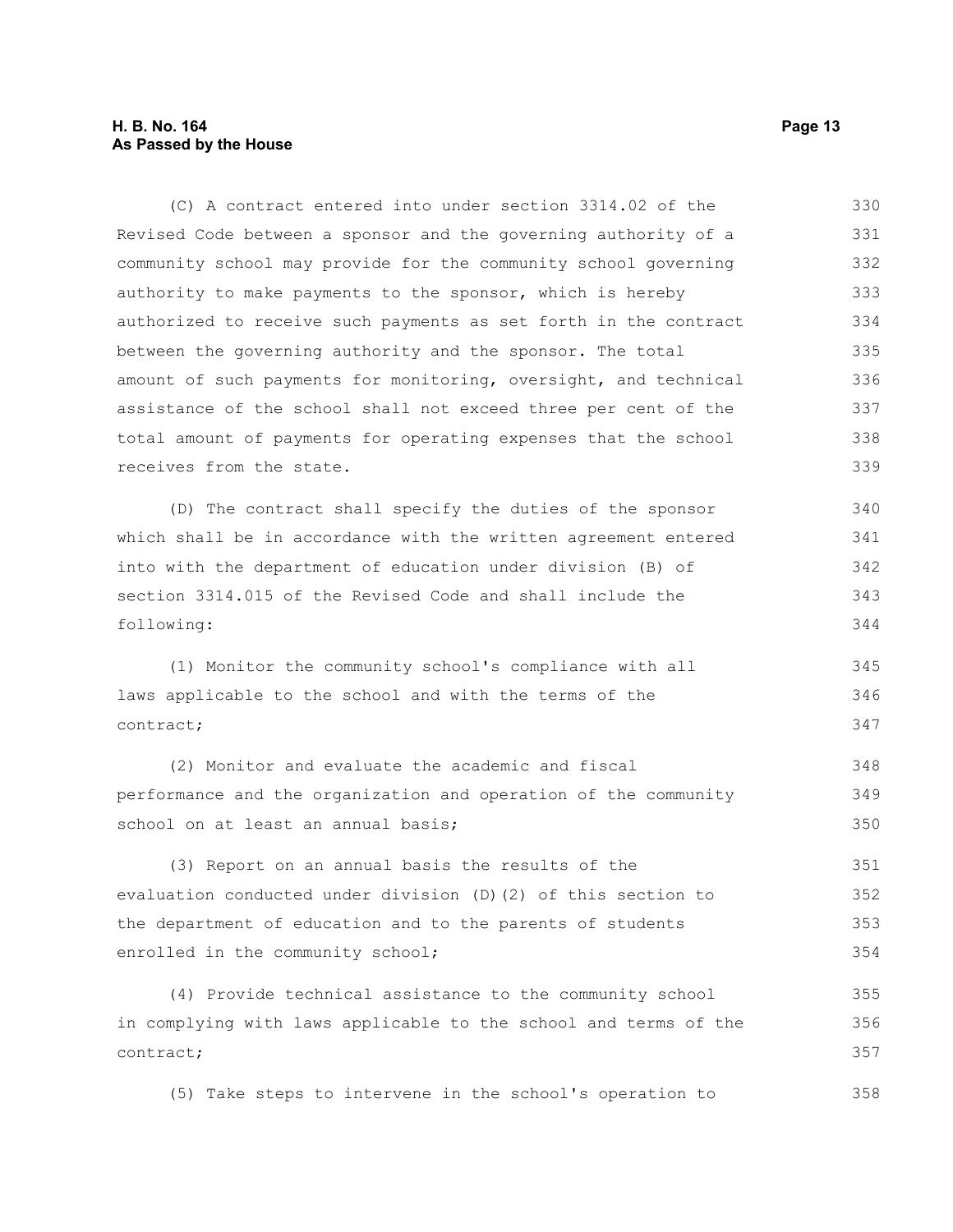(C) A contract entered into under section 3314.02 of the Revised Code between a sponsor and the governing authority of a community school may provide for the community school governing authority to make payments to the sponsor, which is hereby authorized to receive such payments as set forth in the contract between the governing authority and the sponsor. The total amount of such payments for monitoring, oversight, and technical assistance of the school shall not exceed three per cent of the total amount of payments for operating expenses that the school receives from the state.

(D) The contract shall specify the duties of the sponsor which shall be in accordance with the written agreement entered into with the department of education under division (B) of section 3314.015 of the Revised Code and shall include the following:

(1) Monitor the community school's compliance with all laws applicable to the school and with the terms of the contract;

(2) Monitor and evaluate the academic and fiscal performance and the organization and operation of the community school on at least an annual basis;

(3) Report on an annual basis the results of the evaluation conducted under division (D)(2) of this section to the department of education and to the parents of students enrolled in the community school;

(4) Provide technical assistance to the community school in complying with laws applicable to the school and terms of the contract;

(5) Take steps to intervene in the school's operation to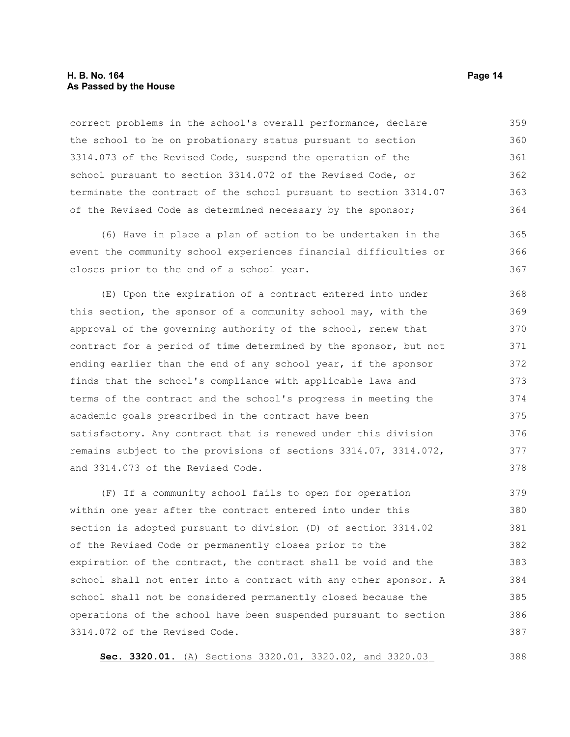correct problems in the school's overall performance, declare the school to be on probationary status pursuant to section 3314.073 of the Revised Code, suspend the operation of the school pursuant to section 3314.072 of the Revised Code, or terminate the contract of the school pursuant to section 3314.07 of the Revised Code as determined necessary by the sponsor;

(6) Have in place a plan of action to be undertaken in the event the community school experiences financial difficulties or closes prior to the end of a school year.

(E) Upon the expiration of a contract entered into under this section, the sponsor of a community school may, with the approval of the governing authority of the school, renew that contract for a period of time determined by the sponsor, but not ending earlier than the end of any school year, if the sponsor finds that the school's compliance with applicable laws and terms of the contract and the school's progress in meeting the academic goals prescribed in the contract have been satisfactory. Any contract that is renewed under this division remains subject to the provisions of sections 3314.07, 3314.072, and 3314.073 of the Revised Code.

(F) If a community school fails to open for operation within one year after the contract entered into under this section is adopted pursuant to division (D) of section 3314.02 of the Revised Code or permanently closes prior to the expiration of the contract, the contract shall be void and the school shall not enter into a contract with any other sponsor. A school shall not be considered permanently closed because the operations of the school have been suspended pursuant to section 3314.072 of the Revised Code.

**Sec. 3320.01.** (A) Sections 3320.01, 3320.02, and 3320.03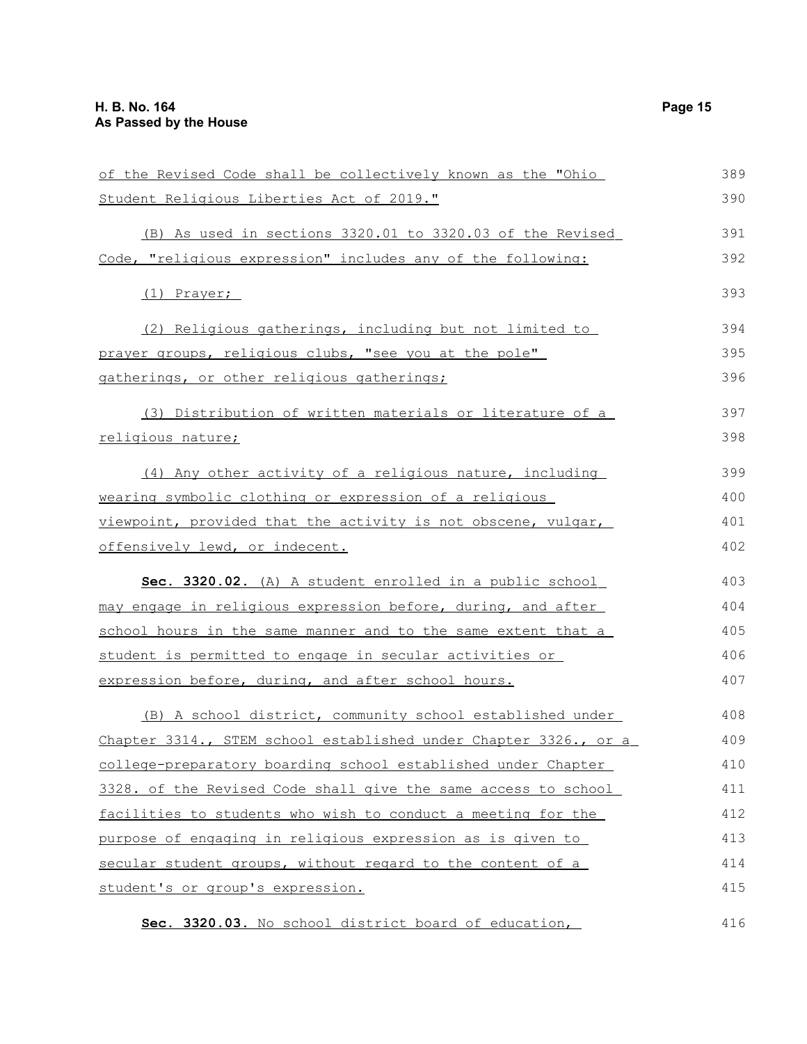of the Revised Code shall be collectively known as the "Ohio Student Religious Liberties Act of 2019."

(B) As used in sections 3320.01 to 3320.03 of the Revised Code, "religious expression" includes any of the following:

(1) Prayer;

(2) Religious gatherings, including but not limited to prayer groups, religious clubs, "see you at the pole" gatherings, or other religious gatherings;

(3) Distribution of written materials or literature of a religious nature;

(4) Any other activity of a religious nature, including wearing symbolic clothing or expression of a religious viewpoint, provided that the activity is not obscene, vulgar, offensively lewd, or indecent.

**Sec. 3320.02.** (A) A student enrolled in a public school may engage in religious expression before, during, and after school hours in the same manner and to the same extent that a student is permitted to engage in secular activities or expression before, during, and after school hours.

(B) A school district, community school established under Chapter 3314., STEM school established under Chapter 3326., or a college-preparatory boarding school established under Chapter 3328. of the Revised Code shall give the same access to school facilities to students who wish to conduct a meeting for the purpose of engaging in religious expression as is given to secular student groups, without regard to the content of a student's or group's expression.

**Sec. 3320.03.** No school district board of education,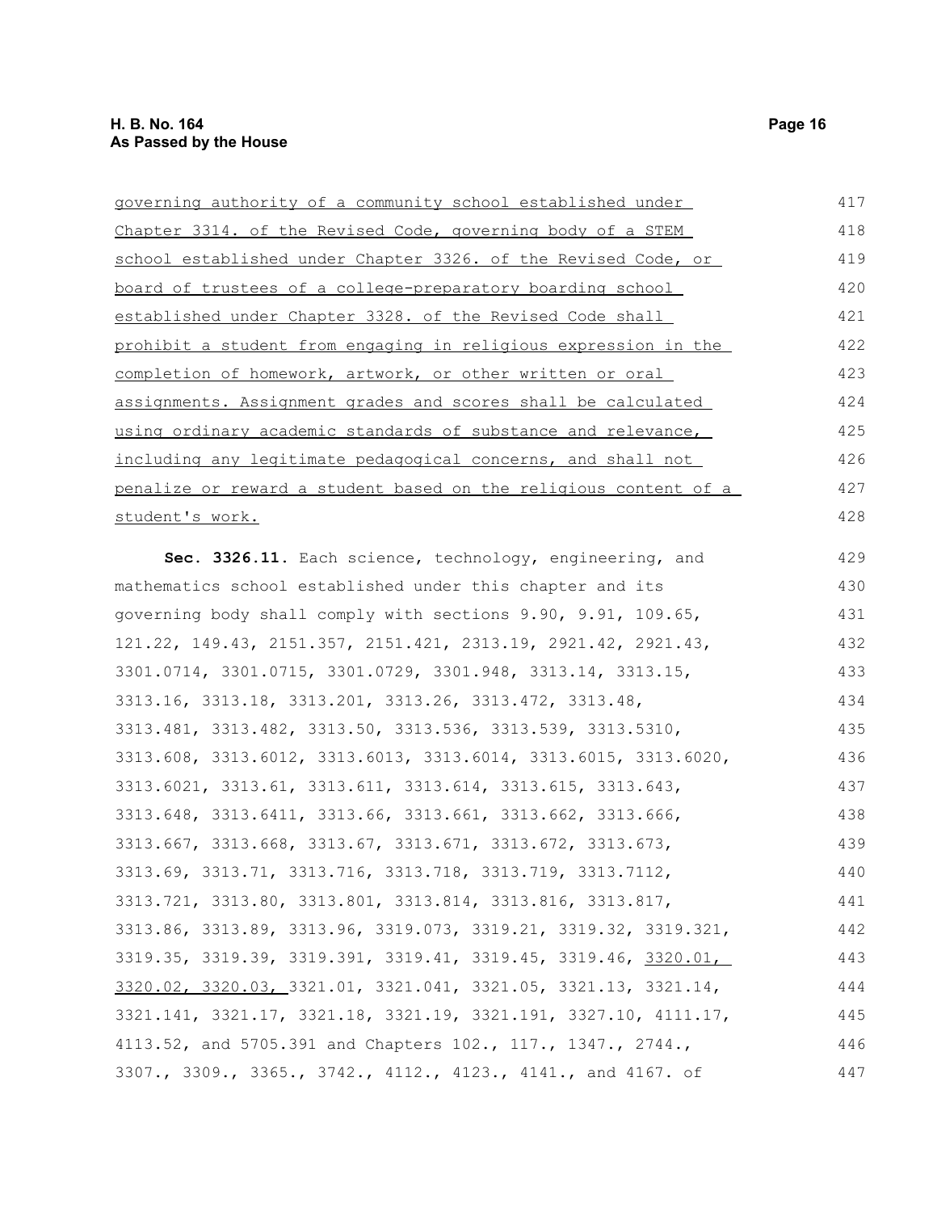governing authority of a community school established under Chapter 3314. of the Revised Code, governing body of a STEM school established under Chapter 3326. of the Revised Code, or board of trustees of a college-preparatory boarding school established under Chapter 3328. of the Revised Code shall prohibit a student from engaging in religious expression in the completion of homework, artwork, or other written or oral assignments. Assignment grades and scores shall be calculated using ordinary academic standards of substance and relevance, including any legitimate pedagogical concerns, and shall not penalize or reward a student based on the religious content of a student's work.

**Sec. 3326.11.** Each science, technology, engineering, and mathematics school established under this chapter and its governing body shall comply with sections 9.90, 9.91, 109.65, 121.22, 149.43, 2151.357, 2151.421, 2313.19, 2921.42, 2921.43, 3301.0714, 3301.0715, 3301.0729, 3301.948, 3313.14, 3313.15, 3313.16, 3313.18, 3313.201, 3313.26, 3313.472, 3313.48, 3313.481, 3313.482, 3313.50, 3313.536, 3313.539, 3313.5310, 3313.608, 3313.6012, 3313.6013, 3313.6014, 3313.6015, 3313.6020, 3313.6021, 3313.61, 3313.611, 3313.614, 3313.615, 3313.643, 3313.648, 3313.6411, 3313.66, 3313.661, 3313.662, 3313.666, 3313.667, 3313.668, 3313.67, 3313.671, 3313.672, 3313.673, 3313.69, 3313.71, 3313.716, 3313.718, 3313.719, 3313.7112, 3313.721, 3313.80, 3313.801, 3313.814, 3313.816, 3313.817, 3313.86, 3313.89, 3313.96, 3319.073, 3319.21, 3319.32, 3319.321, 3319.35, 3319.39, 3319.391, 3319.41, 3319.45, 3319.46, 3320.01, 3320.02, 3320.03, 3321.01, 3321.041, 3321.05, 3321.13, 3321.14, 3321.141, 3321.17, 3321.18, 3321.19, 3321.191, 3327.10, 4111.17, 4113.52, and 5705.391 and Chapters 102., 117., 1347., 2744., 3307., 3309., 3365., 3742., 4112., 4123., 4141., and 4167. of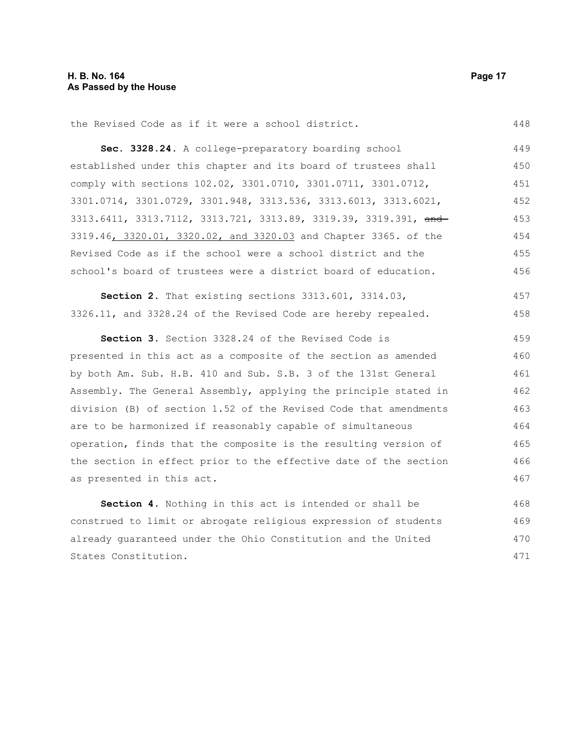the Revised Code as if it were a school district.

**Sec. 3328.24.** A college-preparatory boarding school established under this chapter and its board of trustees shall comply with sections 102.02, 3301.0710, 3301.0711, 3301.0712, 3301.0714, 3301.0729, 3301.948, 3313.536, 3313.6013, 3313.6021, 3313.6411, 3313.7112, 3313.721, 3313.89, 3319.39, 3319.391, ~~and~~ 3319.46, 3320.01, 3320.02, and 3320.03 and Chapter 3365. of the Revised Code as if the school were a school district and the school's board of trustees were a district board of education.

**Section 2.** That existing sections 3313.601, 3314.03, 3326.11, and 3328.24 of the Revised Code are hereby repealed.

**Section 3.** Section 3328.24 of the Revised Code is presented in this act as a composite of the section as amended by both Am. Sub. H.B. 410 and Sub. S.B. 3 of the 131st General Assembly. The General Assembly, applying the principle stated in division (B) of section 1.52 of the Revised Code that amendments are to be harmonized if reasonably capable of simultaneous operation, finds that the composite is the resulting version of the section in effect prior to the effective date of the section as presented in this act.

**Section 4.** Nothing in this act is intended or shall be construed to limit or abrogate religious expression of students already guaranteed under the Ohio Constitution and the United States Constitution.